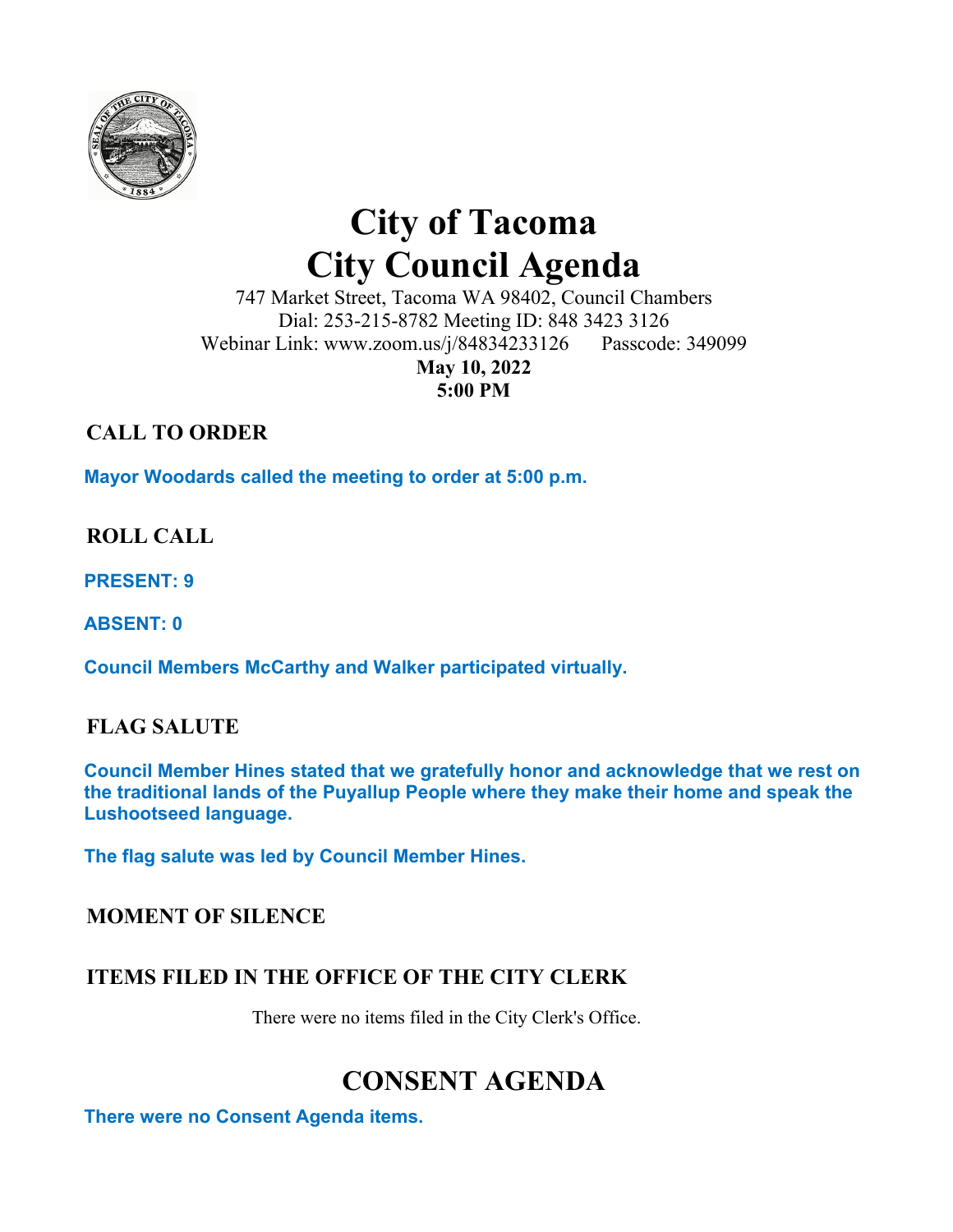# City of Tacoma
# City Council Agenda

747 Market Street, Tacoma WA 98402, Council Chambers
Dial: 253-215-8782 Meeting ID: 848 3423 3126
Webinar Link: www.zoom.us/j/84834233126 Passcode: 349099
**May 10, 2022**
**5:00 PM**

## CALL TO ORDER

**Mayor Woodards called the meeting to order at 5:00 p.m.**

## ROLL CALL

**PRESENT: 9**

**ABSENT: 0**

**Council Members McCarthy and Walker participated virtually.**

## FLAG SALUTE

**Council Member Hines stated that we gratefully honor and acknowledge that we rest on the traditional lands of the Puyallup People where they make their home and speak the Lushootseed language.**

**The flag salute was led by Council Member Hines.**

## MOMENT OF SILENCE

## ITEMS FILED IN THE OFFICE OF THE CITY CLERK

There were no items filed in the City Clerk's Office.

# CONSENT AGENDA

**There were no Consent Agenda items.**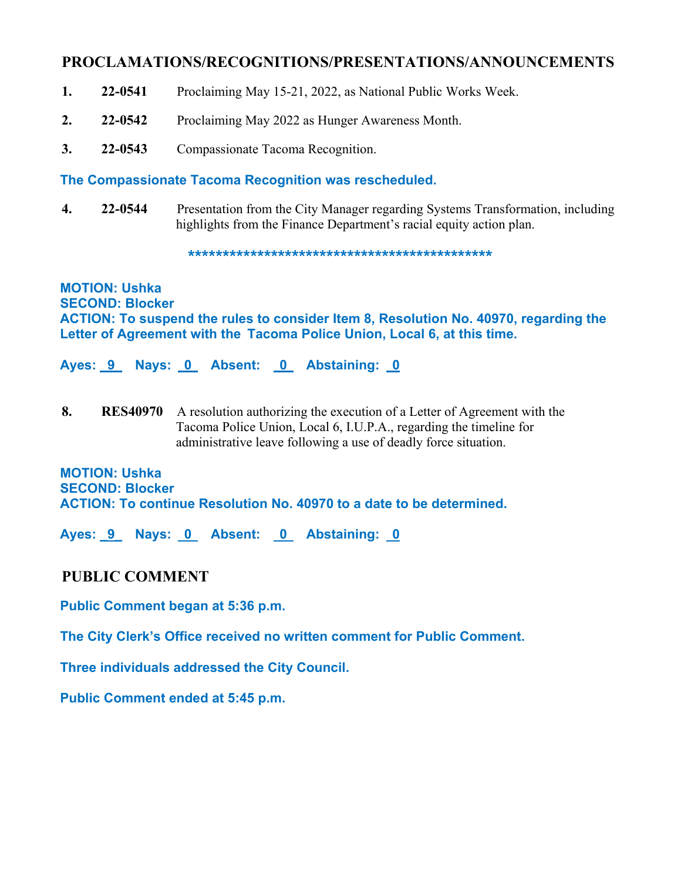## PROCLAMATIONS/RECOGNITIONS/PRESENTATIONS/ANNOUNCEMENTS

1. **22-0541** Proclaiming May 15-21, 2022, as National Public Works Week.

2. **22-0542** Proclaiming May 2022 as Hunger Awareness Month.

3. **22-0543** Compassionate Tacoma Recognition.

**The Compassionate Tacoma Recognition was rescheduled.**

4. **22-0544** Presentation from the City Manager regarding Systems Transformation, including highlights from the Finance Department's racial equity action plan.

**********************************************

**MOTION: Ushka**
**SECOND: Blocker**
**ACTION: To suspend the rules to consider Item 8, Resolution No. 40970, regarding the Letter of Agreement with the Tacoma Police Union, Local 6, at this time.**

**Ayes: 9 Nays: 0 Absent: 0 Abstaining: 0**

8. **RES40970** A resolution authorizing the execution of a Letter of Agreement with the Tacoma Police Union, Local 6, I.U.P.A., regarding the timeline for administrative leave following a use of deadly force situation.

**MOTION: Ushka**
**SECOND: Blocker**
**ACTION: To continue Resolution No. 40970 to a date to be determined.**

**Ayes: 9 Nays: 0 Absent: 0 Abstaining: 0**

## PUBLIC COMMENT

**Public Comment began at 5:36 p.m.**

**The City Clerk's Office received no written comment for Public Comment.**

**Three individuals addressed the City Council.**

**Public Comment ended at 5:45 p.m.**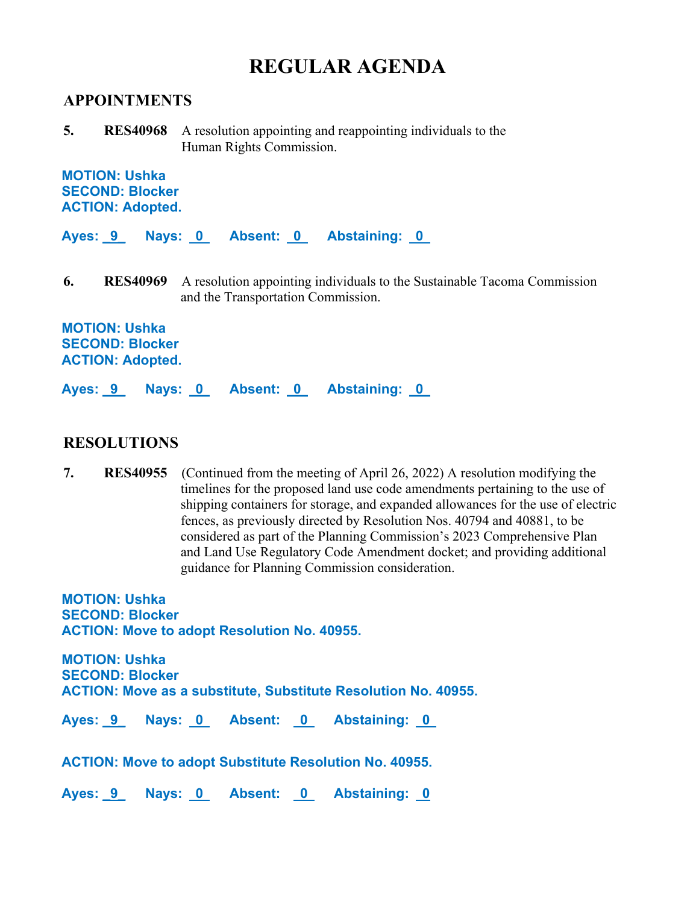# REGULAR AGENDA

## APPOINTMENTS

**5.** **RES40968** A resolution appointing and reappointing individuals to the Human Rights Commission.

**MOTION: Ushka**
**SECOND: Blocker**
**ACTION: Adopted.**

**Ayes: 9 Nays: 0 Absent: 0 Abstaining: 0**

**6.** **RES40969** A resolution appointing individuals to the Sustainable Tacoma Commission and the Transportation Commission.

**MOTION: Ushka**
**SECOND: Blocker**
**ACTION: Adopted.**

**Ayes: 9 Nays: 0 Absent: 0 Abstaining: 0**

## RESOLUTIONS

**7.** **RES40955** (Continued from the meeting of April 26, 2022) A resolution modifying the timelines for the proposed land use code amendments pertaining to the use of shipping containers for storage, and expanded allowances for the use of electric fences, as previously directed by Resolution Nos. 40794 and 40881, to be considered as part of the Planning Commission's 2023 Comprehensive Plan and Land Use Regulatory Code Amendment docket; and providing additional guidance for Planning Commission consideration.

**MOTION: Ushka**
**SECOND: Blocker**
**ACTION: Move to adopt Resolution No. 40955.**

**MOTION: Ushka**
**SECOND: Blocker**
**ACTION: Move as a substitute, Substitute Resolution No. 40955.**

**Ayes: 9 Nays: 0 Absent: 0 Abstaining: 0**

**ACTION: Move to adopt Substitute Resolution No. 40955.**

**Ayes: 9 Nays: 0 Absent: 0 Abstaining: 0**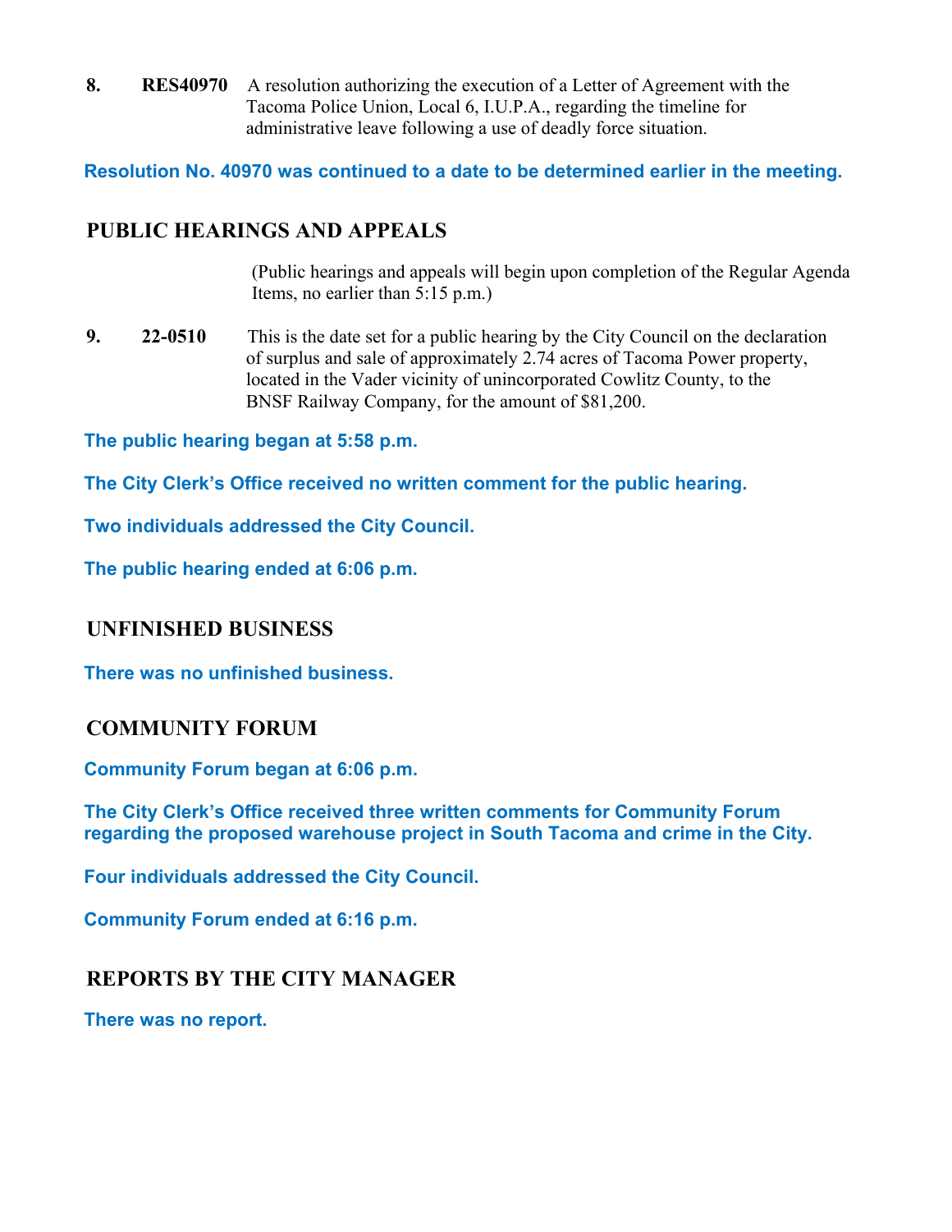**8.** **RES40970** A resolution authorizing the execution of a Letter of Agreement with the Tacoma Police Union, Local 6, I.U.P.A., regarding the timeline for administrative leave following a use of deadly force situation.

**Resolution No. 40970 was continued to a date to be determined earlier in the meeting.**

## PUBLIC HEARINGS AND APPEALS

(Public hearings and appeals will begin upon completion of the Regular Agenda Items, no earlier than 5:15 p.m.)

**9.** **22-0510** This is the date set for a public hearing by the City Council on the declaration of surplus and sale of approximately 2.74 acres of Tacoma Power property, located in the Vader vicinity of unincorporated Cowlitz County, to the BNSF Railway Company, for the amount of $81,200.

**The public hearing began at 5:58 p.m.**

**The City Clerk's Office received no written comment for the public hearing.**

**Two individuals addressed the City Council.**

**The public hearing ended at 6:06 p.m.**

## UNFINISHED BUSINESS

**There was no unfinished business.**

## COMMUNITY FORUM

**Community Forum began at 6:06 p.m.**

**The City Clerk's Office received three written comments for Community Forum regarding the proposed warehouse project in South Tacoma and crime in the City.**

**Four individuals addressed the City Council.**

**Community Forum ended at 6:16 p.m.**

## REPORTS BY THE CITY MANAGER

**There was no report.**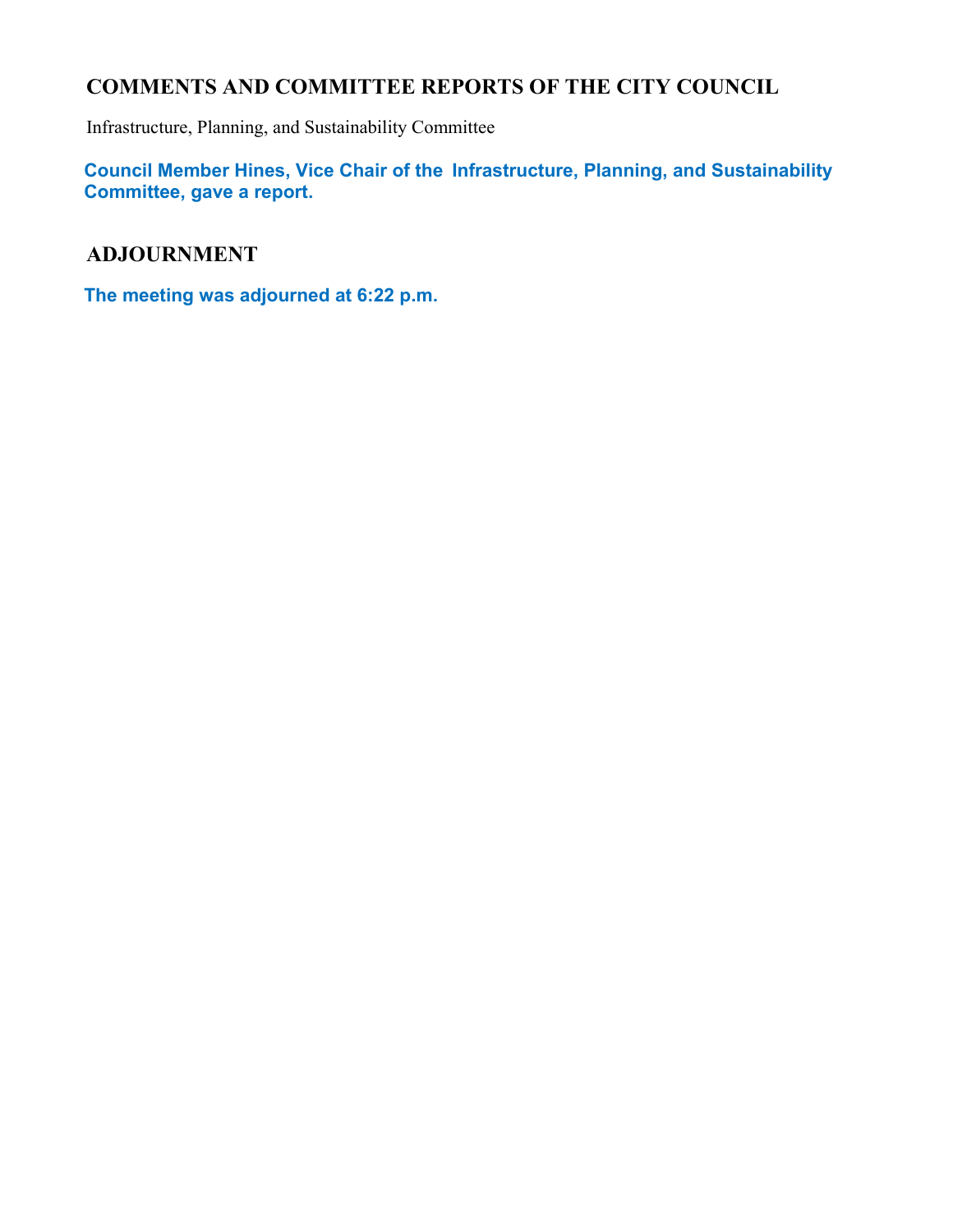## COMMENTS AND COMMITTEE REPORTS OF THE CITY COUNCIL

Infrastructure, Planning, and Sustainability Committee

**Council Member Hines, Vice Chair of the Infrastructure, Planning, and Sustainability Committee, gave a report.**

## ADJOURNMENT

**The meeting was adjourned at 6:22 p.m.**